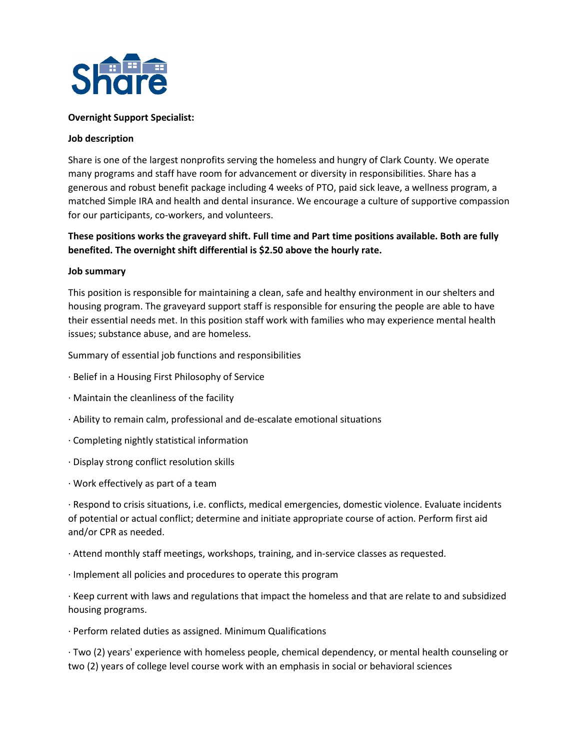Share

**Overnight Support Specialist:**

**Job description**

Share is one of the largest nonprofits serving the homeless and hungry of Clark County. We operate many programs and staff have room for advancement or diversity in responsibilities. Share has a generous and robust benefit package including 4 weeks of PTO, paid sick leave, a wellness program, a matched Simple IRA and health and dental insurance. We encourage a culture of supportive compassion for our participants, co-workers, and volunteers.

**These positions works the graveyard shift. Full time and Part time positions available. Both are fully benefited. The overnight shift differential is $2.50 above the hourly rate.**

**Job summary**

This position is responsible for maintaining a clean, safe and healthy environment in our shelters and housing program. The graveyard support staff is responsible for ensuring the people are able to have their essential needs met. In this position staff work with families who may experience mental health issues; substance abuse, and are homeless.

Summary of essential job functions and responsibilities

· Belief in a Housing First Philosophy of Service

· Maintain the cleanliness of the facility

· Ability to remain calm, professional and de-escalate emotional situations

· Completing nightly statistical information

· Display strong conflict resolution skills

· Work effectively as part of a team

· Respond to crisis situations, i.e. conflicts, medical emergencies, domestic violence. Evaluate incidents of potential or actual conflict; determine and initiate appropriate course of action. Perform first aid and/or CPR as needed.

· Attend monthly staff meetings, workshops, training, and in-service classes as requested.

· Implement all policies and procedures to operate this program

· Keep current with laws and regulations that impact the homeless and that are relate to and subsidized housing programs.

· Perform related duties as assigned. Minimum Qualifications

· Two (2) years' experience with homeless people, chemical dependency, or mental health counseling or two (2) years of college level course work with an emphasis in social or behavioral sciences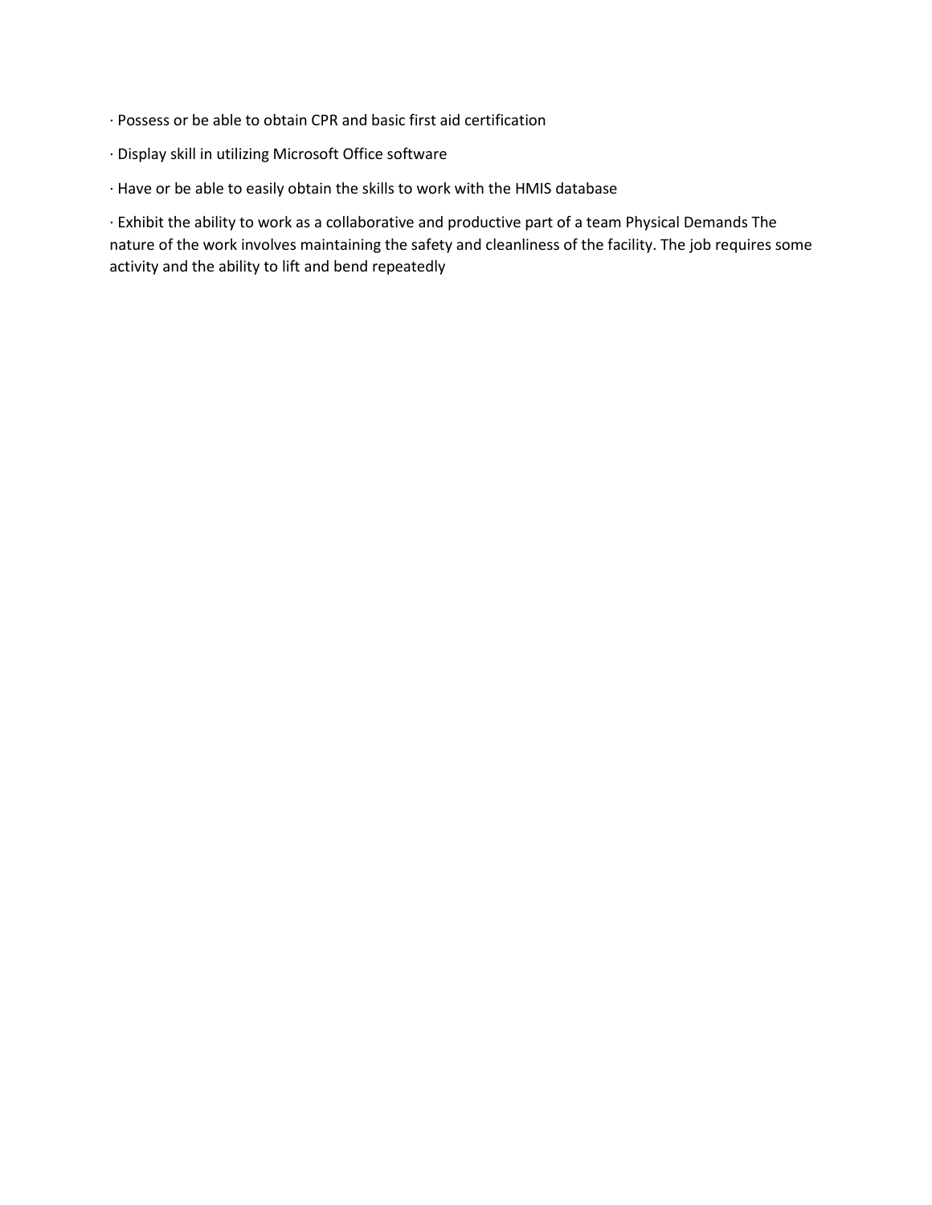· Possess or be able to obtain CPR and basic first aid certification

· Display skill in utilizing Microsoft Office software

· Have or be able to easily obtain the skills to work with the HMIS database

· Exhibit the ability to work as a collaborative and productive part of a team Physical Demands The nature of the work involves maintaining the safety and cleanliness of the facility. The job requires some activity and the ability to lift and bend repeatedly